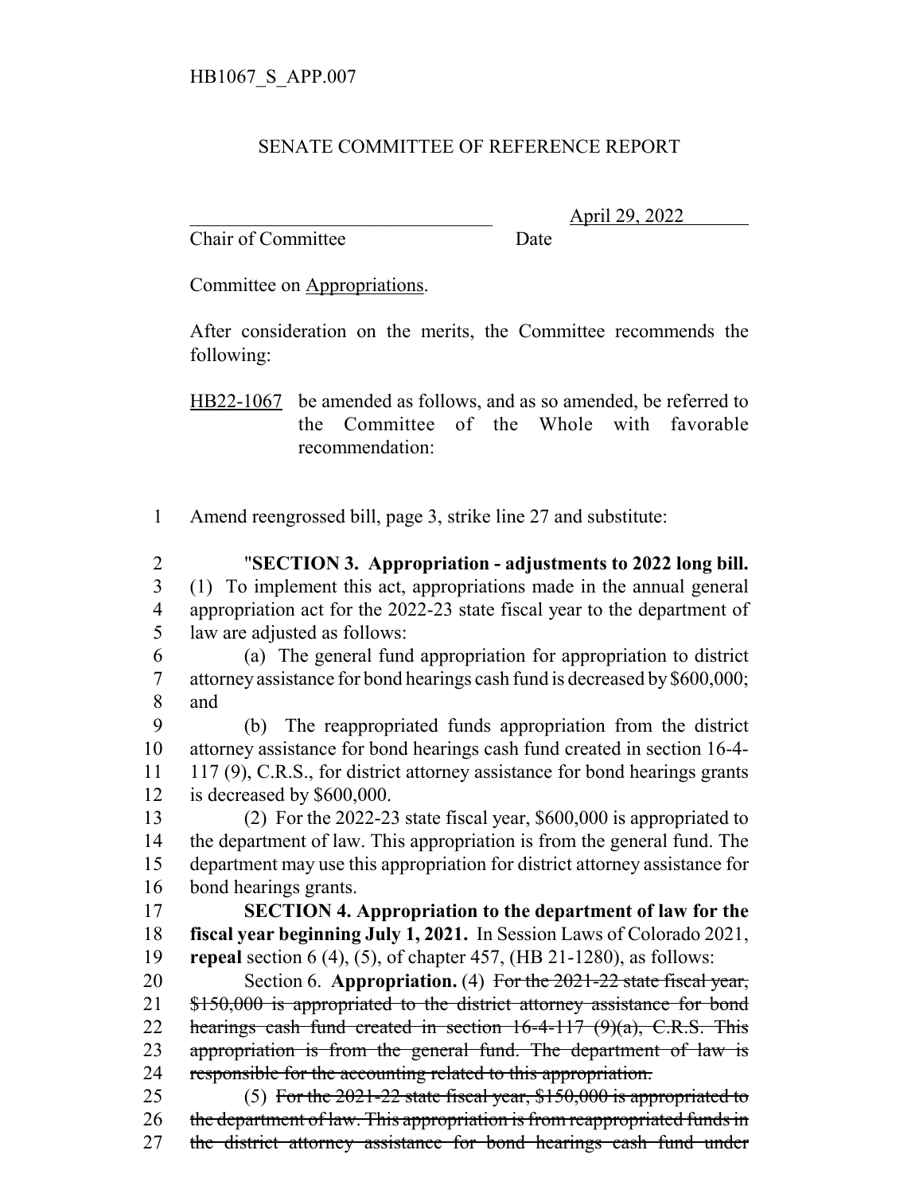HB1067_S_APP.007

SENATE COMMITTEE OF REFERENCE REPORT

\_\_\_\_\_\_\_\_\_\_\_\_\_\_\_\_\_\_\_\_\_\_\_\_\_\_\_\_\_\_\_\_ April 29, 2022
Chair of Committee Date

Committee on Appropriations.

After consideration on the merits, the Committee recommends the following:

HB22-1067 be amended as follows, and as so amended, be referred to the Committee of the Whole with favorable recommendation:

1 Amend reengrossed bill, page 3, strike line 27 and substitute:

2 "**SECTION 3. Appropriation - adjustments to 2022 long bill.**
3 (1) To implement this act, appropriations made in the annual general
4 appropriation act for the 2022-23 state fiscal year to the department of
5 law are adjusted as follows:

6 (a) The general fund appropriation for appropriation to district
7 attorney assistance for bond hearings cash fund is decreased by $600,000;
8 and

9 (b) The reappropriated funds appropriation from the district
10 attorney assistance for bond hearings cash fund created in section 16-4-
11 117 (9), C.R.S., for district attorney assistance for bond hearings grants
12 is decreased by $600,000.

13 (2) For the 2022-23 state fiscal year, $600,000 is appropriated to
14 the department of law. This appropriation is from the general fund. The
15 department may use this appropriation for district attorney assistance for
16 bond hearings grants.

17 **SECTION 4. Appropriation to the department of law for the**
18 **fiscal year beginning July 1, 2021.** In Session Laws of Colorado 2021,
19 **repeal** section 6 (4), (5), of chapter 457, (HB 21-1280), as follows:

20 Section 6. **Appropriation.** (4) ~~For the 2021-22 state fiscal year,~~
21 ~~$150,000 is appropriated to the district attorney assistance for bond~~
22 ~~hearings cash fund created in section 16-4-117 (9)(a), C.R.S. This~~
23 ~~appropriation is from the general fund. The department of law is~~
24 ~~responsible for the accounting related to this appropriation.~~

25 (5) ~~For the 2021-22 state fiscal year, $150,000 is appropriated to~~
26 ~~the department of law. This appropriation is from reappropriated funds in~~
27 ~~the district attorney assistance for bond hearings cash fund under~~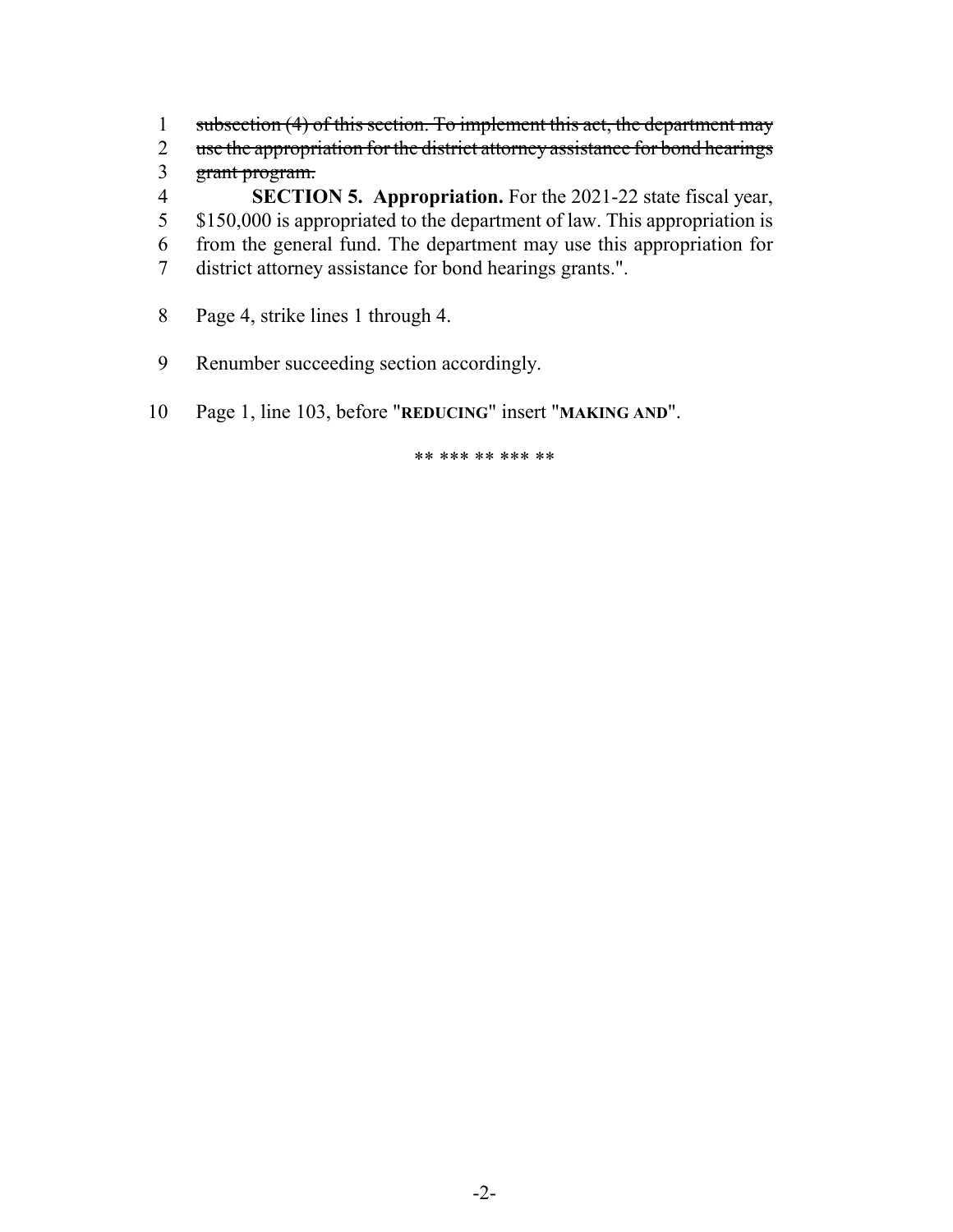1 ~~subsection (4) of this section. To implement this act, the department may~~
2 ~~use the appropriation for the district attorney assistance for bond hearings~~
3 ~~grant program.~~
4 **SECTION 5. Appropriation.** For the 2021-22 state fiscal year,
5 $150,000 is appropriated to the department of law. This appropriation is
6 from the general fund. The department may use this appropriation for
7 district attorney assistance for bond hearings grants.".

8 Page 4, strike lines 1 through 4.

9 Renumber succeeding section accordingly.

10 Page 1, line 103, before "**REDUCING**" insert "**MAKING AND**".

** *** ** *** **